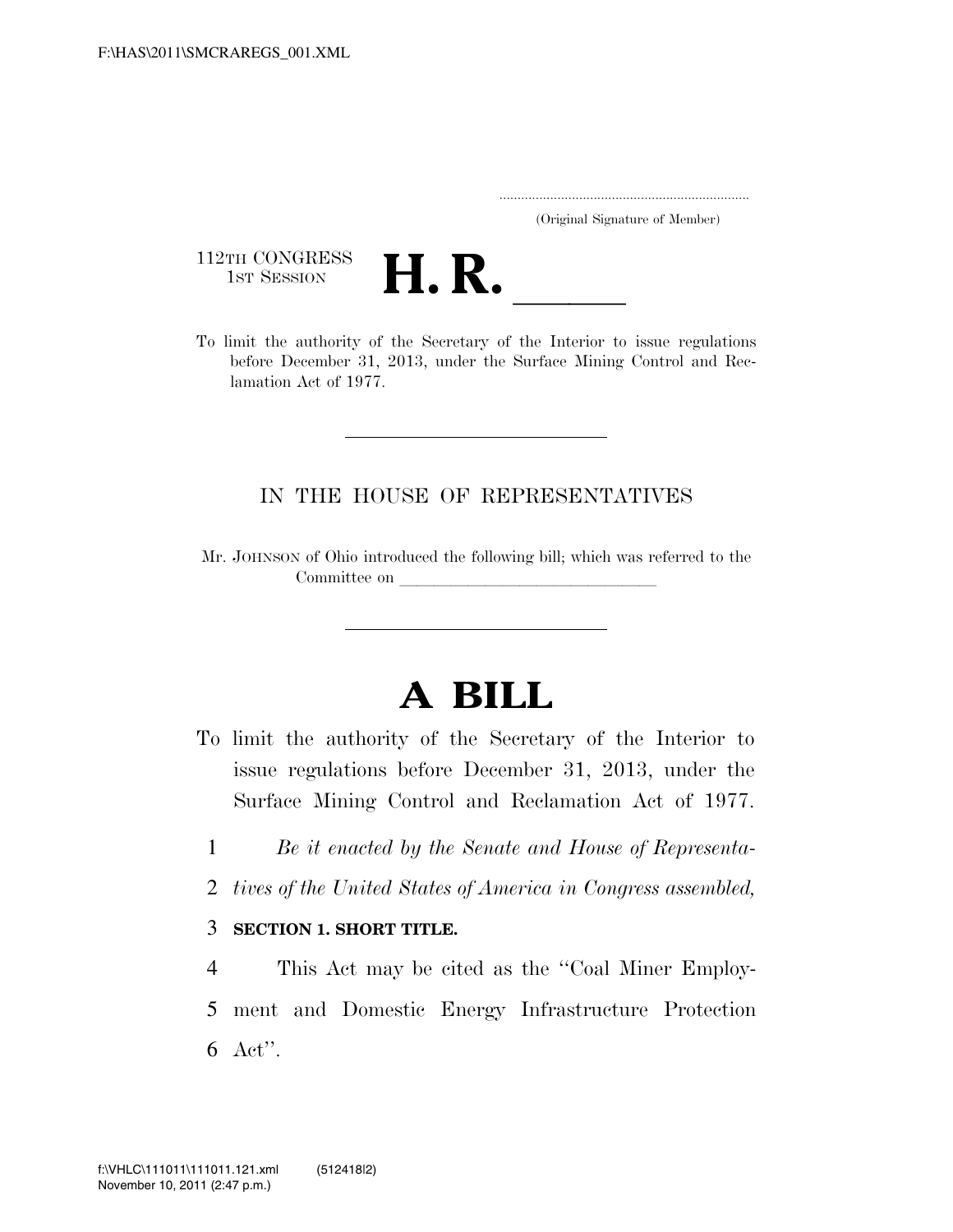(Original Signature of Member)

112TH CONGRESS
1ST SESSION

# H. R. ______

To limit the authority of the Secretary of the Interior to issue regulations before December 31, 2013, under the Surface Mining Control and Reclamation Act of 1977.

IN THE HOUSE OF REPRESENTATIVES

Mr. JOHNSON of Ohio introduced the following bill; which was referred to the Committee on ______________________________

# A BILL

To limit the authority of the Secretary of the Interior to issue regulations before December 31, 2013, under the Surface Mining Control and Reclamation Act of 1977.

1 *Be it enacted by the Senate and House of Representa-*
2 *tives of the United States of America in Congress assembled,*

3 **SECTION 1. SHORT TITLE.**

4 This Act may be cited as the ''Coal Miner Employ-
5 ment and Domestic Energy Infrastructure Protection
6 Act''.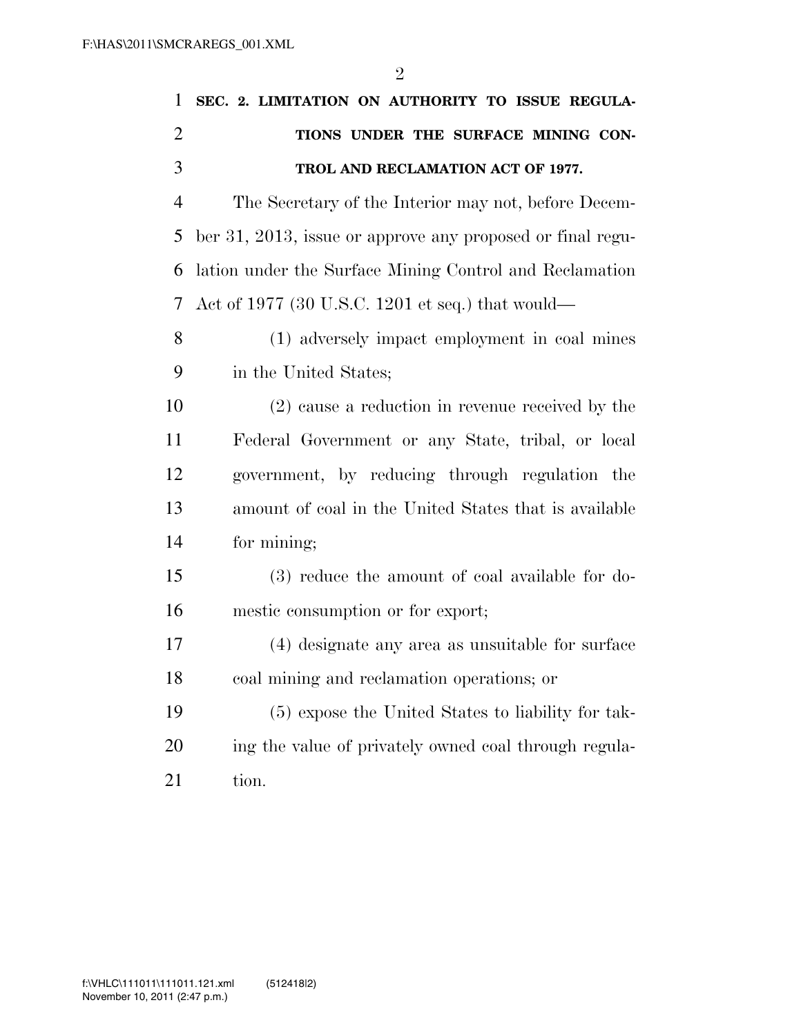**SEC. 2. LIMITATION ON AUTHORITY TO ISSUE REGULATIONS UNDER THE SURFACE MINING CONTROL AND RECLAMATION ACT OF 1977.**

The Secretary of the Interior may not, before December 31, 2013, issue or approve any proposed or final regulation under the Surface Mining Control and Reclamation Act of 1977 (30 U.S.C. 1201 et seq.) that would—

(1) adversely impact employment in coal mines in the United States;

(2) cause a reduction in revenue received by the Federal Government or any State, tribal, or local government, by reducing through regulation the amount of coal in the United States that is available for mining;

(3) reduce the amount of coal available for domestic consumption or for export;

(4) designate any area as unsuitable for surface coal mining and reclamation operations; or

(5) expose the United States to liability for taking the value of privately owned coal through regulation.